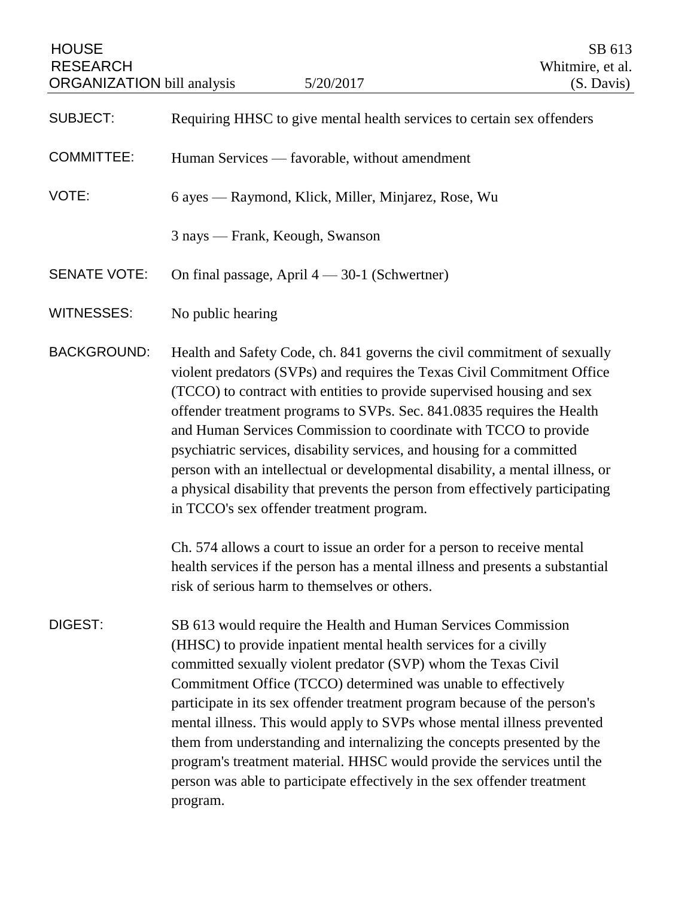HOUSE RESEARCH ORGANIZATION bill analysis 5/20/2017

SB 613
Whitmire, et al.
(S. Davis)

**SUBJECT:** Requiring HHSC to give mental health services to certain sex offenders

**COMMITTEE:** Human Services — favorable, without amendment

**VOTE:** 6 ayes — Raymond, Klick, Miller, Minjarez, Rose, Wu

3 nays — Frank, Keough, Swanson

**SENATE VOTE:** On final passage, April 4 — 30-1 (Schwertner)

**WITNESSES:** No public hearing

**BACKGROUND:** Health and Safety Code, ch. 841 governs the civil commitment of sexually violent predators (SVPs) and requires the Texas Civil Commitment Office (TCCO) to contract with entities to provide supervised housing and sex offender treatment programs to SVPs. Sec. 841.0835 requires the Health and Human Services Commission to coordinate with TCCO to provide psychiatric services, disability services, and housing for a committed person with an intellectual or developmental disability, a mental illness, or a physical disability that prevents the person from effectively participating in TCCO's sex offender treatment program.

Ch. 574 allows a court to issue an order for a person to receive mental health services if the person has a mental illness and presents a substantial risk of serious harm to themselves or others.

**DIGEST:** SB 613 would require the Health and Human Services Commission (HHSC) to provide inpatient mental health services for a civilly committed sexually violent predator (SVP) whom the Texas Civil Commitment Office (TCCO) determined was unable to effectively participate in its sex offender treatment program because of the person's mental illness. This would apply to SVPs whose mental illness prevented them from understanding and internalizing the concepts presented by the program's treatment material. HHSC would provide the services until the person was able to participate effectively in the sex offender treatment program.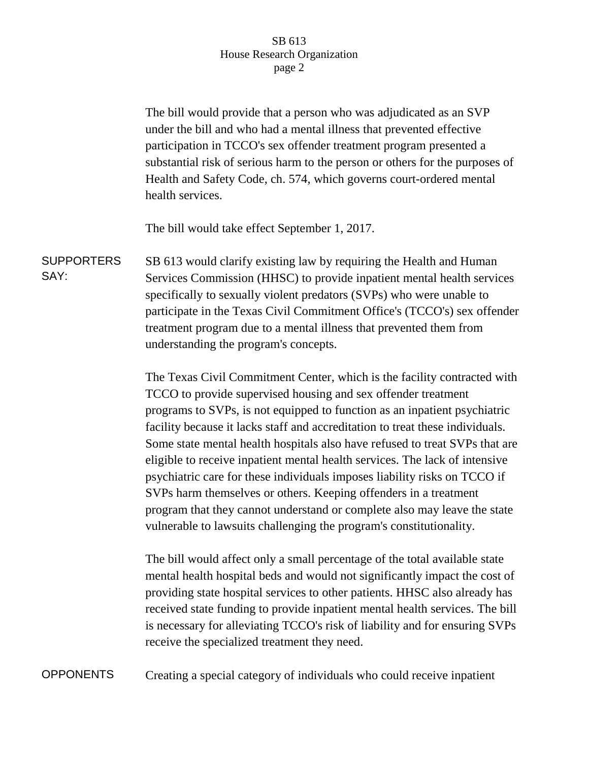The bill would provide that a person who was adjudicated as an SVP under the bill and who had a mental illness that prevented effective participation in TCCO's sex offender treatment program presented a substantial risk of serious harm to the person or others for the purposes of Health and Safety Code, ch. 574, which governs court-ordered mental health services.

The bill would take effect September 1, 2017.

**SUPPORTERS SAY:**

SB 613 would clarify existing law by requiring the Health and Human Services Commission (HHSC) to provide inpatient mental health services specifically to sexually violent predators (SVPs) who were unable to participate in the Texas Civil Commitment Office's (TCCO's) sex offender treatment program due to a mental illness that prevented them from understanding the program's concepts.

The Texas Civil Commitment Center, which is the facility contracted with TCCO to provide supervised housing and sex offender treatment programs to SVPs, is not equipped to function as an inpatient psychiatric facility because it lacks staff and accreditation to treat these individuals. Some state mental health hospitals also have refused to treat SVPs that are eligible to receive inpatient mental health services. The lack of intensive psychiatric care for these individuals imposes liability risks on TCCO if SVPs harm themselves or others. Keeping offenders in a treatment program that they cannot understand or complete also may leave the state vulnerable to lawsuits challenging the program's constitutionality.

The bill would affect only a small percentage of the total available state mental health hospital beds and would not significantly impact the cost of providing state hospital services to other patients. HHSC also already has received state funding to provide inpatient mental health services. The bill is necessary for alleviating TCCO's risk of liability and for ensuring SVPs receive the specialized treatment they need.

**OPPONENTS**

Creating a special category of individuals who could receive inpatient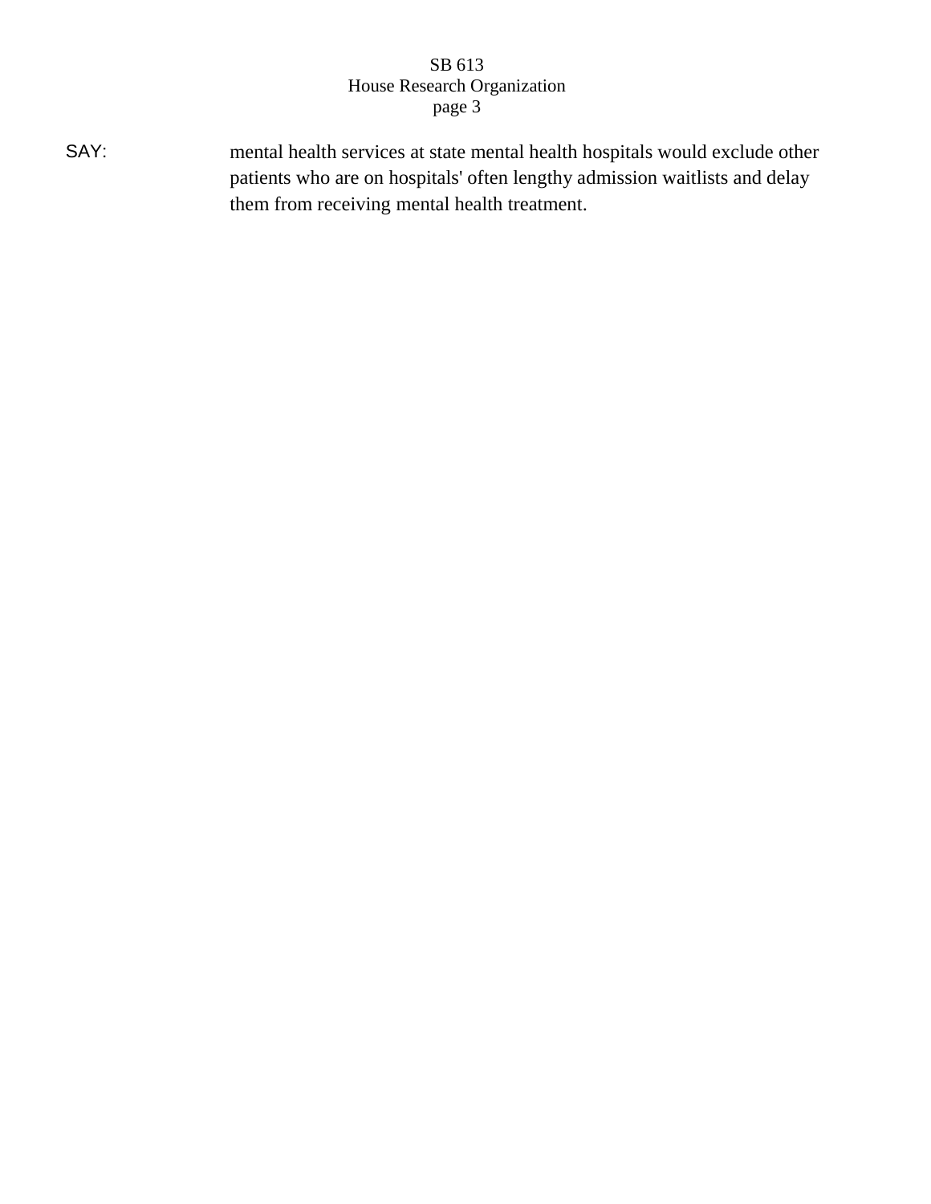SAY: mental health services at state mental health hospitals would exclude other patients who are on hospitals' often lengthy admission waitlists and delay them from receiving mental health treatment.